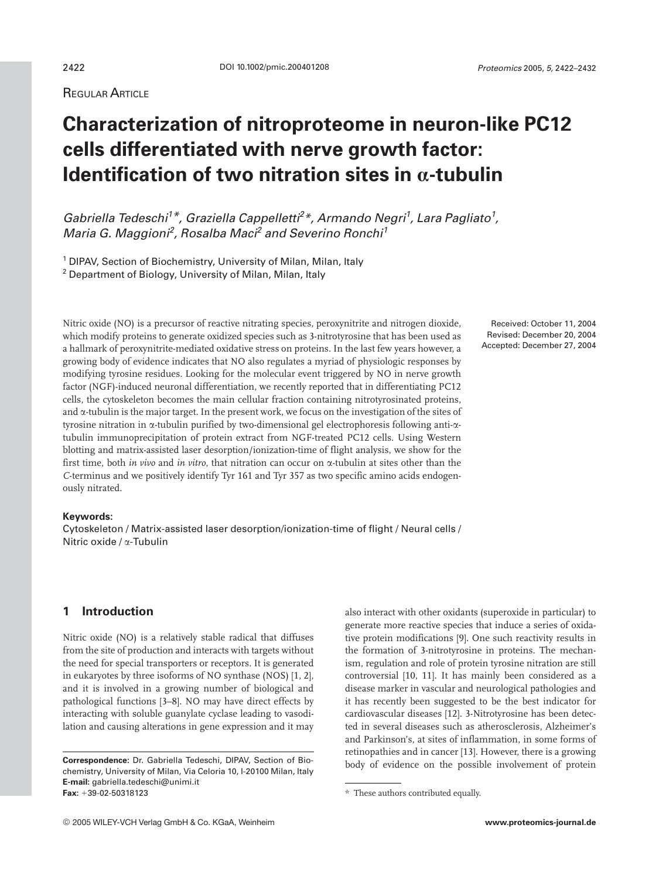REGULAR ARTICLE

# Characterization of nitroproteome in neuron-like PC12 cells differentiated with nerve growth factor: Identification of two nitration sites in α-tubulin

*Gabriella Tedeschi[1]\*, Graziella Cappelletti[2]\*, Armando Negri[1], Lara Pagliato[1], Maria G. Maggioni[2], Rosalba Maci[2] and Severino Ronchi[1]*

[1] DIPAV, Section of Biochemistry, University of Milan, Milan, Italy
[2] Department of Biology, University of Milan, Milan, Italy

Received: October 11, 2004
Revised: December 20, 2004
Accepted: December 27, 2004

Nitric oxide (NO) is a precursor of reactive nitrating species, peroxynitrite and nitrogen dioxide, which modify proteins to generate oxidized species such as 3-nitrotyrosine that has been used as a hallmark of peroxynitrite-mediated oxidative stress on proteins. In the last few years however, a growing body of evidence indicates that NO also regulates a myriad of physiologic responses by modifying tyrosine residues. Looking for the molecular event triggered by NO in nerve growth factor (NGF)-induced neuronal differentiation, we recently reported that in differentiating PC12 cells, the cytoskeleton becomes the main cellular fraction containing nitrotyrosinated proteins, and α-tubulin is the major target. In the present work, we focus on the investigation of the sites of tyrosine nitration in α-tubulin purified by two-dimensional gel electrophoresis following anti-α-tubulin immunoprecipitation of protein extract from NGF-treated PC12 cells. Using Western blotting and matrix-assisted laser desorption/ionization-time of flight analysis, we show for the first time, both *in vivo* and *in vitro*, that nitration can occur on α-tubulin at sites other than the *C*-terminus and we positively identify Tyr 161 and Tyr 357 as two specific amino acids endogenously nitrated.

**Keywords:**
Cytoskeleton / Matrix-assisted laser desorption/ionization-time of flight / Neural cells / Nitric oxide / α-Tubulin

## 1 Introduction

Nitric oxide (NO) is a relatively stable radical that diffuses from the site of production and interacts with targets without the need for special transporters or receptors. It is generated in eukaryotes by three isoforms of NO synthase (NOS) [1, 2], and it is involved in a growing number of biological and pathological functions [3–8]. NO may have direct effects by interacting with soluble guanylate cyclase leading to vasodilation and causing alterations in gene expression and it may also interact with other oxidants (superoxide in particular) to generate more reactive species that induce a series of oxidative protein modifications [9]. One such reactivity results in the formation of 3-nitrotyrosine in proteins. The mechanism, regulation and role of protein tyrosine nitration are still controversial [10, 11]. It has mainly been considered as a disease marker in vascular and neurological pathologies and it has recently been suggested to be the best indicator for cardiovascular diseases [12]. 3-Nitrotyrosine has been detected in several diseases such as atherosclerosis, Alzheimer's and Parkinson's, at sites of inflammation, in some forms of retinopathies and in cancer [13]. However, there is a growing body of evidence on the possible involvement of protein

**Correspondence:** Dr. Gabriella Tedeschi, DIPAV, Section of Biochemistry, University of Milan, Via Celoria 10, I-20100 Milan, Italy
**E-mail:** gabriella.tedeschi@unimi.it
**Fax:** +39-02-50318123

\* These authors contributed equally.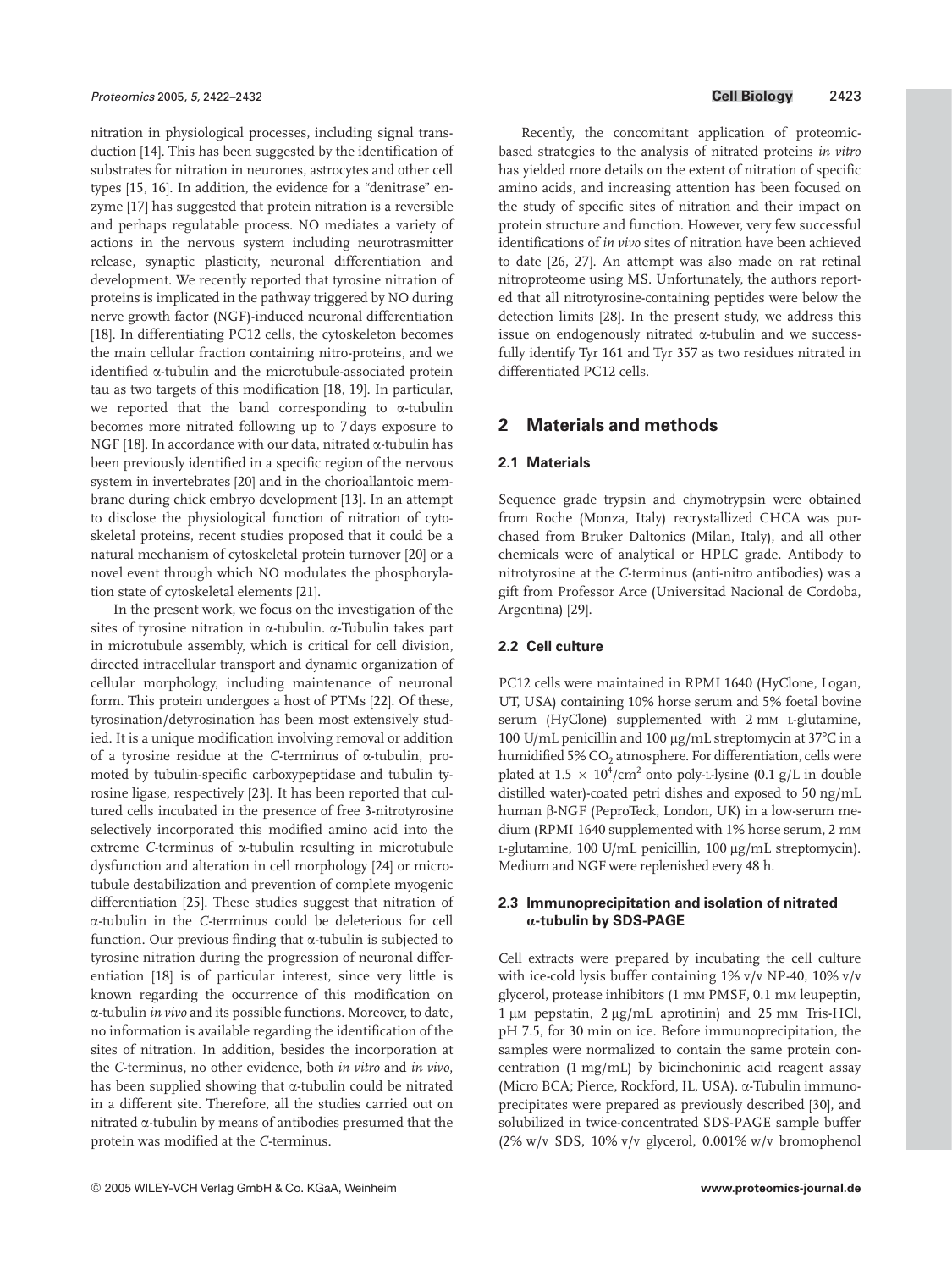nitration in physiological processes, including signal transduction [14]. This has been suggested by the identification of substrates for nitration in neurones, astrocytes and other cell types [15, 16]. In addition, the evidence for a "denitrase" enzyme [17] has suggested that protein nitration is a reversible and perhaps regulatable process. NO mediates a variety of actions in the nervous system including neurotrasmitter release, synaptic plasticity, neuronal differentiation and development. We recently reported that tyrosine nitration of proteins is implicated in the pathway triggered by NO during nerve growth factor (NGF)-induced neuronal differentiation [18]. In differentiating PC12 cells, the cytoskeleton becomes the main cellular fraction containing nitro-proteins, and we identified α-tubulin and the microtubule-associated protein tau as two targets of this modification [18, 19]. In particular, we reported that the band corresponding to α-tubulin becomes more nitrated following up to 7 days exposure to NGF [18]. In accordance with our data, nitrated α-tubulin has been previously identified in a specific region of the nervous system in invertebrates [20] and in the chorioallantoic membrane during chick embryo development [13]. In an attempt to disclose the physiological function of nitration of cytoskeletal proteins, recent studies proposed that it could be a natural mechanism of cytoskeletal protein turnover [20] or a novel event through which NO modulates the phosphorylation state of cytoskeletal elements [21].

In the present work, we focus on the investigation of the sites of tyrosine nitration in α-tubulin. α-Tubulin takes part in microtubule assembly, which is critical for cell division, directed intracellular transport and dynamic organization of cellular morphology, including maintenance of neuronal form. This protein undergoes a host of PTMs [22]. Of these, tyrosination/detyrosination has been most extensively studied. It is a unique modification involving removal or addition of a tyrosine residue at the *C*-terminus of α-tubulin, promoted by tubulin-specific carboxypeptidase and tubulin tyrosine ligase, respectively [23]. It has been reported that cultured cells incubated in the presence of free 3-nitrotyrosine selectively incorporated this modified amino acid into the extreme *C*-terminus of α-tubulin resulting in microtubule dysfunction and alteration in cell morphology [24] or microtubule destabilization and prevention of complete myogenic differentiation [25]. These studies suggest that nitration of α-tubulin in the *C*-terminus could be deleterious for cell function. Our previous finding that α-tubulin is subjected to tyrosine nitration during the progression of neuronal differentiation [18] is of particular interest, since very little is known regarding the occurrence of this modification on α-tubulin *in vivo* and its possible functions. Moreover, to date, no information is available regarding the identification of the sites of nitration. In addition, besides the incorporation at the *C*-terminus, no other evidence, both *in vitro* and *in vivo*, has been supplied showing that α-tubulin could be nitrated in a different site. Therefore, all the studies carried out on nitrated α-tubulin by means of antibodies presumed that the protein was modified at the *C*-terminus.

Recently, the concomitant application of proteomic-based strategies to the analysis of nitrated proteins *in vitro* has yielded more details on the extent of nitration of specific amino acids, and increasing attention has been focused on the study of specific sites of nitration and their impact on protein structure and function. However, very few successful identifications of *in vivo* sites of nitration have been achieved to date [26, 27]. An attempt was also made on rat retinal nitroproteome using MS. Unfortunately, the authors reported that all nitrotyrosine-containing peptides were below the detection limits [28]. In the present study, we address this issue on endogenously nitrated α-tubulin and we successfully identify Tyr 161 and Tyr 357 as two residues nitrated in differentiated PC12 cells.

## 2 Materials and methods

### 2.1 Materials

Sequence grade trypsin and chymotrypsin were obtained from Roche (Monza, Italy) recrystallized CHCA was purchased from Bruker Daltonics (Milan, Italy), and all other chemicals were of analytical or HPLC grade. Antibody to nitrotyrosine at the *C*-terminus (anti-nitro antibodies) was a gift from Professor Arce (Universitad Nacional de Cordoba, Argentina) [29].

### 2.2 Cell culture

PC12 cells were maintained in RPMI 1640 (HyClone, Logan, UT, USA) containing 10% horse serum and 5% foetal bovine serum (HyClone) supplemented with 2 mM L-glutamine, 100 U/mL penicillin and 100 μg/mL streptomycin at 37°C in a humidified 5% $CO_2$ atmosphere. For differentiation, cells were plated at $1.5 \times 10^4$/cm$^2$ onto poly-L-lysine (0.1 g/L in double distilled water)-coated petri dishes and exposed to 50 ng/mL human β-NGF (PeproTeck, London, UK) in a low-serum medium (RPMI 1640 supplemented with 1% horse serum, 2 mM L-glutamine, 100 U/mL penicillin, 100 μg/mL streptomycin). Medium and NGF were replenished every 48 h.

### 2.3 Immunoprecipitation and isolation of nitrated α-tubulin by SDS-PAGE

Cell extracts were prepared by incubating the cell culture with ice-cold lysis buffer containing 1% v/v NP-40, 10% v/v glycerol, protease inhibitors (1 mM PMSF, 0.1 mM leupeptin, 1 μM pepstatin, 2 μg/mL aprotinin) and 25 mM Tris-HCl, pH 7.5, for 30 min on ice. Before immunoprecipitation, the samples were normalized to contain the same protein concentration (1 mg/mL) by bicinchoninic acid reagent assay (Micro BCA; Pierce, Rockford, IL, USA). α-Tubulin immunoprecipitates were prepared as previously described [30], and solubilized in twice-concentrated SDS-PAGE sample buffer (2% w/v SDS, 10% v/v glycerol, 0.001% w/v bromophenol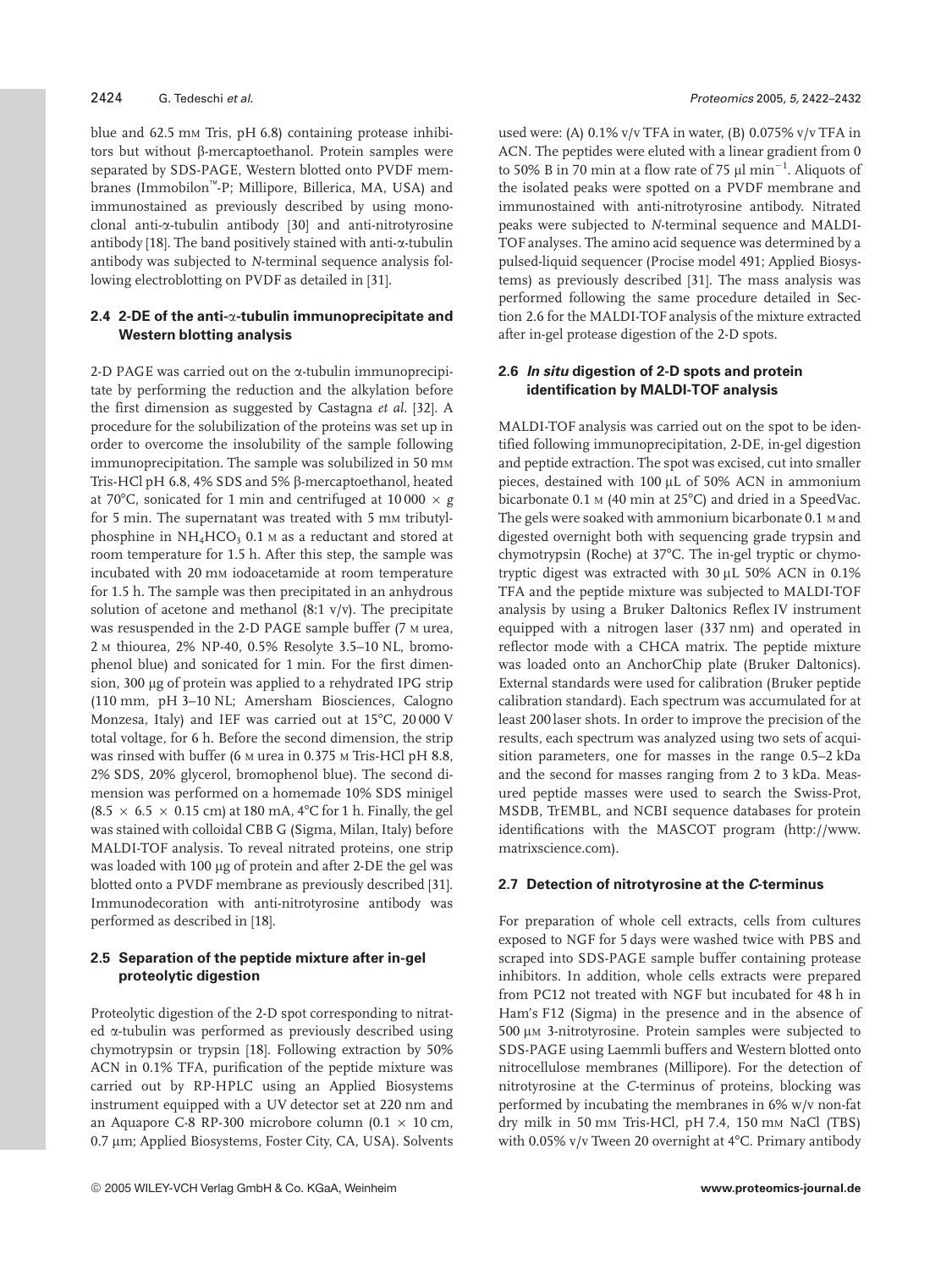blue and 62.5 mM Tris, pH 6.8) containing protease inhibitors but without β-mercaptoethanol. Protein samples were separated by SDS-PAGE, Western blotted onto PVDF membranes (Immobilon™-P; Millipore, Billerica, MA, USA) and immunostained as previously described by using monoclonal anti-α-tubulin antibody [30] and anti-nitrotyrosine antibody [18]. The band positively stained with anti-α-tubulin antibody was subjected to *N*-terminal sequence analysis following electroblotting on PVDF as detailed in [31].

### 2.4 2-DE of the anti-α-tubulin immunoprecipitate and Western blotting analysis

2-D PAGE was carried out on the α-tubulin immunoprecipitate by performing the reduction and the alkylation before the first dimension as suggested by Castagna *et al.* [32]. A procedure for the solubilization of the proteins was set up in order to overcome the insolubility of the sample following immunoprecipitation. The sample was solubilized in 50 mM Tris-HCl pH 6.8, 4% SDS and 5% β-mercaptoethanol, heated at 70°C, sonicated for 1 min and centrifuged at 10 000 × *g* for 5 min. The supernatant was treated with 5 mM tributylphosphine in $NH_4HCO_3$ 0.1 M as a reductant and stored at room temperature for 1.5 h. After this step, the sample was incubated with 20 mM iodoacetamide at room temperature for 1.5 h. The sample was then precipitated in an anhydrous solution of acetone and methanol (8:1 v/v). The precipitate was resuspended in the 2-D PAGE sample buffer (7 M urea, 2 M thiourea, 2% NP-40, 0.5% Resolyte 3.5–10 NL, bromophenol blue) and sonicated for 1 min. For the first dimension, 300 μg of protein was applied to a rehydrated IPG strip (110 mm, pH 3–10 NL; Amersham Biosciences, Calogno Monzesa, Italy) and IEF was carried out at 15°C, 20 000 V total voltage, for 6 h. Before the second dimension, the strip was rinsed with buffer (6 M urea in 0.375 M Tris-HCl pH 8.8, 2% SDS, 20% glycerol, bromophenol blue). The second dimension was performed on a homemade 10% SDS minigel (8.5 × 6.5 × 0.15 cm) at 180 mA, 4°C for 1 h. Finally, the gel was stained with colloidal CBB G (Sigma, Milan, Italy) before MALDI-TOF analysis. To reveal nitrated proteins, one strip was loaded with 100 μg of protein and after 2-DE the gel was blotted onto a PVDF membrane as previously described [31]. Immunodecoration with anti-nitrotyrosine antibody was performed as described in [18].

### 2.5 Separation of the peptide mixture after in-gel proteolytic digestion

Proteolytic digestion of the 2-D spot corresponding to nitrated α-tubulin was performed as previously described using chymotrypsin or trypsin [18]. Following extraction by 50% ACN in 0.1% TFA, purification of the peptide mixture was carried out by RP-HPLC using an Applied Biosystems instrument equipped with a UV detector set at 220 nm and an Aquapore C-8 RP-300 microbore column (0.1 × 10 cm, 0.7 μm; Applied Biosystems, Foster City, CA, USA). Solvents used were: (A) 0.1% v/v TFA in water, (B) 0.075% v/v TFA in ACN. The peptides were eluted with a linear gradient from 0 to 50% B in 70 min at a flow rate of 75 μl $min^{-1}$. Aliquots of the isolated peaks were spotted on a PVDF membrane and immunostained with anti-nitrotyrosine antibody. Nitrated peaks were subjected to *N*-terminal sequence and MALDI-TOF analyses. The amino acid sequence was determined by a pulsed-liquid sequencer (Procise model 491; Applied Biosystems) as previously described [31]. The mass analysis was performed following the same procedure detailed in Section 2.6 for the MALDI-TOF analysis of the mixture extracted after in-gel protease digestion of the 2-D spots.

### 2.6 *In situ* digestion of 2-D spots and protein identification by MALDI-TOF analysis

MALDI-TOF analysis was carried out on the spot to be identified following immunoprecipitation, 2-DE, in-gel digestion and peptide extraction. The spot was excised, cut into smaller pieces, destained with 100 μL of 50% ACN in ammonium bicarbonate 0.1 M (40 min at 25°C) and dried in a SpeedVac. The gels were soaked with ammonium bicarbonate 0.1 M and digested overnight both with sequencing grade trypsin and chymotrypsin (Roche) at 37°C. The in-gel tryptic or chymotryptic digest was extracted with 30 μL 50% ACN in 0.1% TFA and the peptide mixture was subjected to MALDI-TOF analysis by using a Bruker Daltonics Reflex IV instrument equipped with a nitrogen laser (337 nm) and operated in reflector mode with a CHCA matrix. The peptide mixture was loaded onto an AnchorChip plate (Bruker Daltonics). External standards were used for calibration (Bruker peptide calibration standard). Each spectrum was accumulated for at least 200 laser shots. In order to improve the precision of the results, each spectrum was analyzed using two sets of acquisition parameters, one for masses in the range 0.5–2 kDa and the second for masses ranging from 2 to 3 kDa. Measured peptide masses were used to search the Swiss-Prot, MSDB, TrEMBL, and NCBI sequence databases for protein identifications with the MASCOT program (http://www.matrixscience.com).

### 2.7 Detection of nitrotyrosine at the *C*-terminus

For preparation of whole cell extracts, cells from cultures exposed to NGF for 5 days were washed twice with PBS and scraped into SDS-PAGE sample buffer containing protease inhibitors. In addition, whole cells extracts were prepared from PC12 not treated with NGF but incubated for 48 h in Ham's F12 (Sigma) in the presence and in the absence of 500 μM 3-nitrotyrosine. Protein samples were subjected to SDS-PAGE using Laemmli buffers and Western blotted onto nitrocellulose membranes (Millipore). For the detection of nitrotyrosine at the *C*-terminus of proteins, blocking was performed by incubating the membranes in 6% w/v non-fat dry milk in 50 mM Tris-HCl, pH 7.4, 150 mM NaCl (TBS) with 0.05% v/v Tween 20 overnight at 4°C. Primary antibody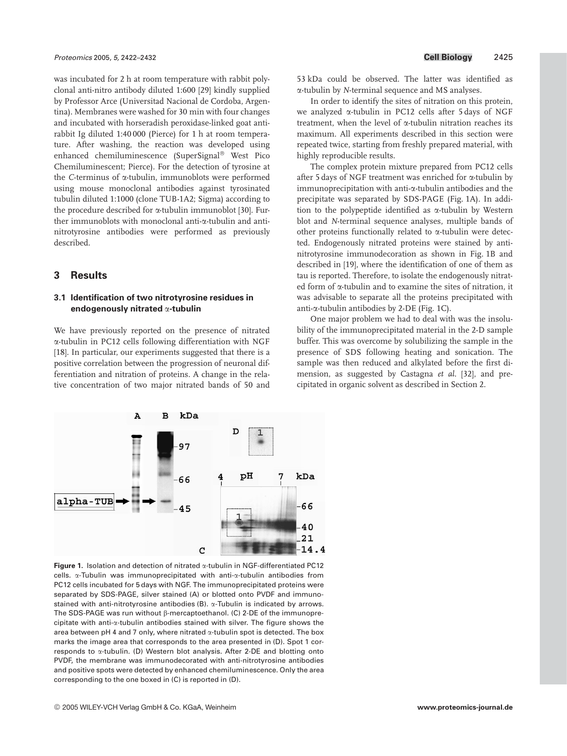was incubated for 2 h at room temperature with rabbit polyclonal anti-nitro antibody diluted 1:600 [29] kindly supplied by Professor Arce (Universitad Nacional de Cordoba, Argentina). Membranes were washed for 30 min with four changes and incubated with horseradish peroxidase-linked goat anti-rabbit Ig diluted 1:40 000 (Pierce) for 1 h at room temperature. After washing, the reaction was developed using enhanced chemiluminescence (SuperSignal® West Pico Chemiluminescent; Pierce). For the detection of tyrosine at the *C*-terminus of α-tubulin, immunoblots were performed using mouse monoclonal antibodies against tyrosinated tubulin diluted 1:1000 (clone TUB-1A2; Sigma) according to the procedure described for α-tubulin immunoblot [30]. Further immunoblots with monoclonal anti-α-tubulin and anti-nitrotyrosine antibodies were performed as previously described.

## 3 Results

### 3.1 Identification of two nitrotyrosine residues in endogenously nitrated α-tubulin

We have previously reported on the presence of nitrated α-tubulin in PC12 cells following differentiation with NGF [18]. In particular, our experiments suggested that there is a positive correlation between the progression of neuronal differentiation and nitration of proteins. A change in the relative concentration of two major nitrated bands of 50 and 53 kDa could be observed. The latter was identified as α-tubulin by *N*-terminal sequence and MS analyses.

In order to identify the sites of nitration on this protein, we analyzed α-tubulin in PC12 cells after 5 days of NGF treatment, when the level of α-tubulin nitration reaches its maximum. All experiments described in this section were repeated twice, starting from freshly prepared material, with highly reproducible results.

The complex protein mixture prepared from PC12 cells after 5 days of NGF treatment was enriched for α-tubulin by immunoprecipitation with anti-α-tubulin antibodies and the precipitate was separated by SDS-PAGE (Fig. 1A). In addition to the polypeptide identified as α-tubulin by Western blot and *N*-terminal sequence analyses, multiple bands of other proteins functionally related to α-tubulin were detected. Endogenously nitrated proteins were stained by anti-nitrotyrosine immunodecoration as shown in Fig. 1B and described in [19], where the identification of one of them as tau is reported. Therefore, to isolate the endogenously nitrated form of α-tubulin and to examine the sites of nitration, it was advisable to separate all the proteins precipitated with anti-α-tubulin antibodies by 2-DE (Fig. 1C).

One major problem we had to deal with was the insolubility of the immunoprecipitated material in the 2-D sample buffer. This was overcome by solubilizing the sample in the presence of SDS following heating and sonication. The sample was then reduced and alkylated before the first dimension, as suggested by Castagna *et al.* [32], and precipitated in organic solvent as described in Section 2.

**Figure 1.** Isolation and detection of nitrated α-tubulin in NGF-differentiated PC12 cells. α-Tubulin was immunoprecipitated with anti-α-tubulin antibodies from PC12 cells incubated for 5 days with NGF. The immunoprecipitated proteins were separated by SDS-PAGE, silver stained (A) or blotted onto PVDF and immunostained with anti-nitrotyrosine antibodies (B). α-Tubulin is indicated by arrows. The SDS-PAGE was run without β-mercaptoethanol. (C) 2-DE of the immunoprecipitate with anti-α-tubulin antibodies stained with silver. The figure shows the area between pH 4 and 7 only, where nitrated α-tubulin spot is detected. The box marks the image area that corresponds to the area presented in (D). Spot 1 corresponds to α-tubulin. (D) Western blot analysis. After 2-DE and blotting onto PVDF, the membrane was immunodecorated with anti-nitrotyrosine antibodies and positive spots were detected by enhanced chemiluminescence. Only the area corresponding to the one boxed in (C) is reported in (D).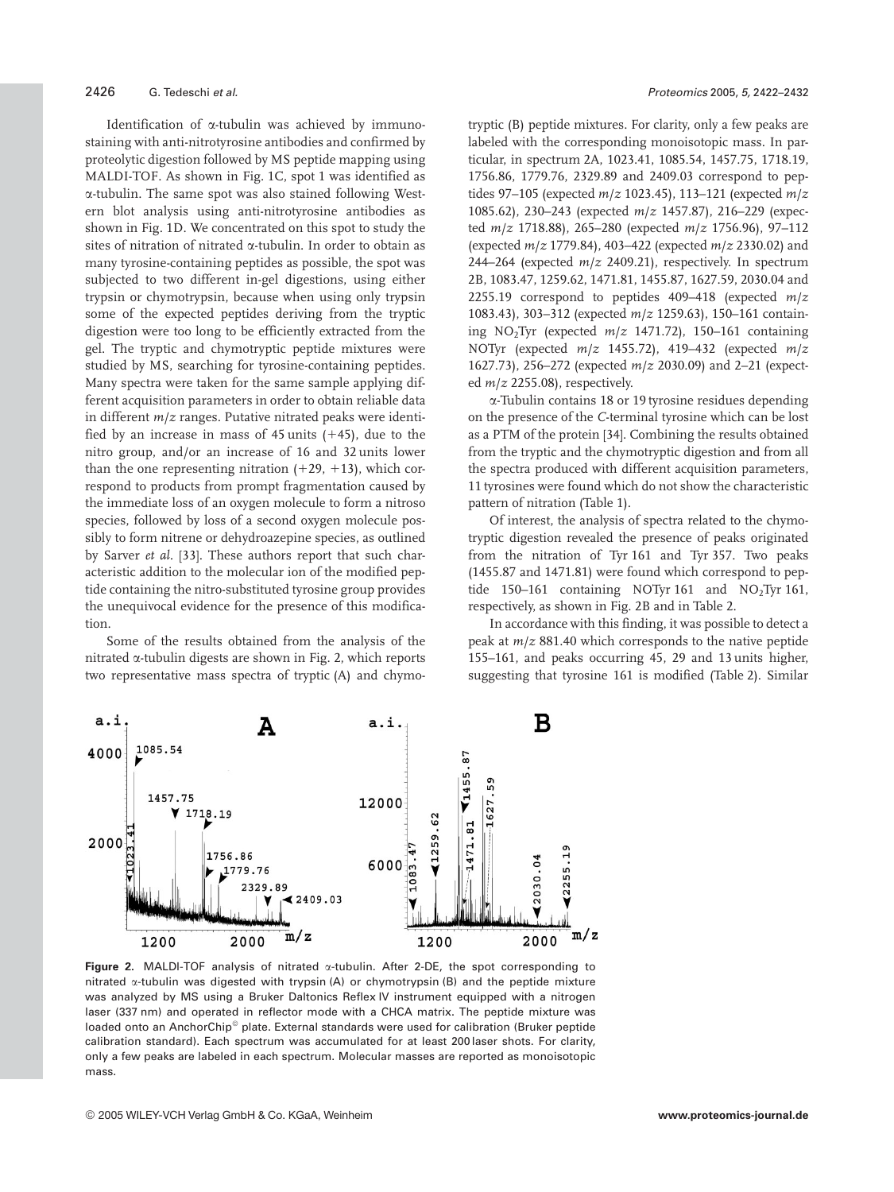Identification of α-tubulin was achieved by immunostaining with anti-nitrotyrosine antibodies and confirmed by proteolytic digestion followed by MS peptide mapping using MALDI-TOF. As shown in Fig. 1C, spot 1 was identified as α-tubulin. The same spot was also stained following Western blot analysis using anti-nitrotyrosine antibodies as shown in Fig. 1D. We concentrated on this spot to study the sites of nitration of nitrated α-tubulin. In order to obtain as many tyrosine-containing peptides as possible, the spot was subjected to two different in-gel digestions, using either trypsin or chymotrypsin, because when using only trypsin some of the expected peptides deriving from the tryptic digestion were too long to be efficiently extracted from the gel. The tryptic and chymotryptic peptide mixtures were studied by MS, searching for tyrosine-containing peptides. Many spectra were taken for the same sample applying different acquisition parameters in order to obtain reliable data in different *m/z* ranges. Putative nitrated peaks were identified by an increase in mass of 45 units (+45), due to the nitro group, and/or an increase of 16 and 32 units lower than the one representing nitration (+29, +13), which correspond to products from prompt fragmentation caused by the immediate loss of an oxygen molecule to form a nitroso species, followed by loss of a second oxygen molecule possibly to form nitrene or dehydroazepine species, as outlined by Sarver *et al*. [33]. These authors report that such characteristic addition to the molecular ion of the modified peptide containing the nitro-substituted tyrosine group provides the unequivocal evidence for the presence of this modification.

Some of the results obtained from the analysis of the nitrated α-tubulin digests are shown in Fig. 2, which reports two representative mass spectra of tryptic (A) and chymotryptic (B) peptide mixtures. For clarity, only a few peaks are labeled with the corresponding monoisotopic mass. In particular, in spectrum 2A, 1023.41, 1085.54, 1457.75, 1718.19, 1756.86, 1779.76, 2329.89 and 2409.03 correspond to peptides 97–105 (expected *m/z* 1023.45), 113–121 (expected *m/z* 1085.62), 230–243 (expected *m/z* 1457.87), 216–229 (expected *m/z* 1718.88), 265–280 (expected *m/z* 1756.96), 97–112 (expected *m/z* 1779.84), 403–422 (expected *m/z* 2330.02) and 244–264 (expected *m/z* 2409.21), respectively. In spectrum 2B, 1083.47, 1259.62, 1471.81, 1455.87, 1627.59, 2030.04 and 2255.19 correspond to peptides 409–418 (expected *m/z* 1083.43), 303–312 (expected *m/z* 1259.63), 150–161 containing $NO_2$Tyr (expected *m/z* 1471.72), 150–161 containing NOTyr (expected *m/z* 1455.72), 419–432 (expected *m/z* 1627.73), 256–272 (expected *m/z* 2030.09) and 2–21 (expected *m/z* 2255.08), respectively.

α-Tubulin contains 18 or 19 tyrosine residues depending on the presence of the *C*-terminal tyrosine which can be lost as a PTM of the protein [34]. Combining the results obtained from the tryptic and the chymotryptic digestion and from all the spectra produced with different acquisition parameters, 11 tyrosines were found which do not show the characteristic pattern of nitration (Table 1).

Of interest, the analysis of spectra related to the chymotryptic digestion revealed the presence of peaks originated from the nitration of Tyr 161 and Tyr 357. Two peaks (1455.87 and 1471.81) were found which correspond to peptide 150–161 containing NOTyr 161 and $NO_2$Tyr 161, respectively, as shown in Fig. 2B and in Table 2.

In accordance with this finding, it was possible to detect a peak at *m/z* 881.40 which corresponds to the native peptide 155–161, and peaks occurring 45, 29 and 13 units higher, suggesting that tyrosine 161 is modified (Table 2). Similar

**Figure 2.** MALDI-TOF analysis of nitrated α-tubulin. After 2-DE, the spot corresponding to nitrated α-tubulin was digested with trypsin (A) or chymotrypsin (B) and the peptide mixture was analyzed by MS using a Bruker Daltonics Reflex IV instrument equipped with a nitrogen laser (337 nm) and operated in reflector mode with a CHCA matrix. The peptide mixture was loaded onto an AnchorChip© plate. External standards were used for calibration (Bruker peptide calibration standard). Each spectrum was accumulated for at least 200 laser shots. For clarity, only a few peaks are labeled in each spectrum. Molecular masses are reported as monoisotopic mass.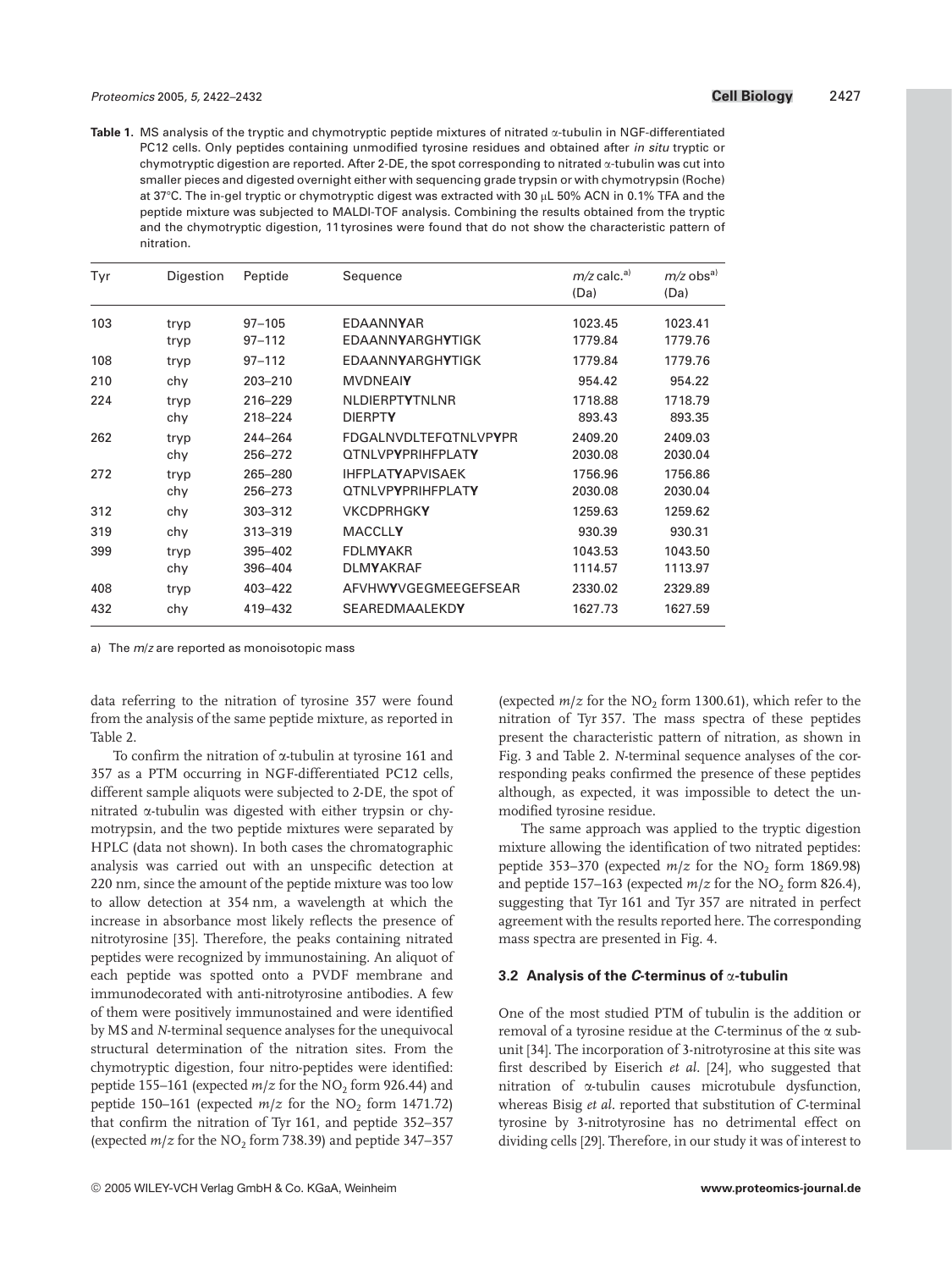**Table 1.** MS analysis of the tryptic and chymotryptic peptide mixtures of nitrated α-tubulin in NGF-differentiated PC12 cells. Only peptides containing unmodified tyrosine residues and obtained after *in situ* tryptic or chymotryptic digestion are reported. After 2-DE, the spot corresponding to nitrated α-tubulin was cut into smaller pieces and digested overnight either with sequencing grade trypsin or with chymotrypsin (Roche) at 37°C. The in-gel tryptic or chymotryptic digest was extracted with 30 μL 50% ACN in 0.1% TFA and the peptide mixture was subjected to MALDI-TOF analysis. Combining the results obtained from the tryptic and the chymotryptic digestion, 11 tyrosines were found that do not show the characteristic pattern of nitration.

| Tyr | Digestion | Peptide | Sequence | *m/z* calc.[a] (Da) | *m/z* obs[a] (Da) |
|---|---|---|---|---|---|
| 103 | tryp | 97–105 | EDAANN**Y**AR | 1023.45 | 1023.41 |
| | tryp | 97–112 | EDAANN**Y**ARGH**Y**TIGK | 1779.84 | 1779.76 |
| 108 | tryp | 97–112 | EDAANN**Y**ARGH**Y**TIGK | 1779.84 | 1779.76 |
| 210 | chy | 203–210 | MVDNEAI**Y** | 954.42 | 954.22 |
| 224 | tryp | 216–229 | NLDIERPT**Y**TNLNR | 1718.88 | 1718.79 |
| | chy | 218–224 | DIERPT**Y** | 893.43 | 893.35 |
| 262 | tryp | 244–264 | FDGALNVDLTEFQTNLVP**Y**PR | 2409.20 | 2409.03 |
| | chy | 256–272 | QTNLVP**Y**PRIHFPLAT**Y** | 2030.08 | 2030.04 |
| 272 | tryp | 265–280 | IHFPLAT**Y**APVISAEK | 1756.96 | 1756.86 |
| | chy | 256–273 | QTNLVP**Y**PRIHFPLAT**Y** | 2030.08 | 2030.04 |
| 312 | chy | 303–312 | VKCDPRHGK**Y** | 1259.63 | 1259.62 |
| 319 | chy | 313–319 | MACCLL**Y** | 930.39 | 930.31 |
| 399 | tryp | 395–402 | FDLM**Y**AKR | 1043.53 | 1043.50 |
| | chy | 396–404 | DLM**Y**AKRAF | 1114.57 | 1113.97 |
| 408 | tryp | 403–422 | AFVHW**Y**VGEGMEEGEFSEAR | 2330.02 | 2329.89 |
| 432 | chy | 419–432 | SEAREDMAALEKD**Y** | 1627.73 | 1627.59 |

a) The *m/z* are reported as monoisotopic mass

data referring to the nitration of tyrosine 357 were found from the analysis of the same peptide mixture, as reported in Table 2.

To confirm the nitration of α-tubulin at tyrosine 161 and 357 as a PTM occurring in NGF-differentiated PC12 cells, different sample aliquots were subjected to 2-DE, the spot of nitrated α-tubulin was digested with either trypsin or chymotrypsin, and the two peptide mixtures were separated by HPLC (data not shown). In both cases the chromatographic analysis was carried out with an unspecific detection at 220 nm, since the amount of the peptide mixture was too low to allow detection at 354 nm, a wavelength at which the increase in absorbance most likely reflects the presence of nitrotyrosine [35]. Therefore, the peaks containing nitrated peptides were recognized by immunostaining. An aliquot of each peptide was spotted onto a PVDF membrane and immunodecorated with anti-nitrotyrosine antibodies. A few of them were positively immunostained and were identified by MS and *N*-terminal sequence analyses for the unequivocal structural determination of the nitration sites. From the chymotryptic digestion, four nitro-peptides were identified: peptide 155–161 (expected *m/z* for the $NO_2$ form 926.44) and peptide 150–161 (expected *m/z* for the $NO_2$ form 1471.72) that confirm the nitration of Tyr 161, and peptide 352–357 (expected *m/z* for the $NO_2$ form 738.39) and peptide 347–357 (expected *m/z* for the $NO_2$ form 1300.61), which refer to the nitration of Tyr 357. The mass spectra of these peptides present the characteristic pattern of nitration, as shown in Fig. 3 and Table 2. *N*-terminal sequence analyses of the corresponding peaks confirmed the presence of these peptides although, as expected, it was impossible to detect the unmodified tyrosine residue.

The same approach was applied to the tryptic digestion mixture allowing the identification of two nitrated peptides: peptide 353–370 (expected *m/z* for the $NO_2$ form 1869.98) and peptide 157–163 (expected *m/z* for the $NO_2$ form 826.4), suggesting that Tyr 161 and Tyr 357 are nitrated in perfect agreement with the results reported here. The corresponding mass spectra are presented in Fig. 4.

### 3.2 Analysis of the *C*-terminus of α-tubulin

One of the most studied PTM of tubulin is the addition or removal of a tyrosine residue at the *C*-terminus of the α subunit [34]. The incorporation of 3-nitrotyrosine at this site was first described by Eiserich *et al*. [24], who suggested that nitration of α-tubulin causes microtubule dysfunction, whereas Bisig *et al*. reported that substitution of *C*-terminal tyrosine by 3-nitrotyrosine has no detrimental effect on dividing cells [29]. Therefore, in our study it was of interest to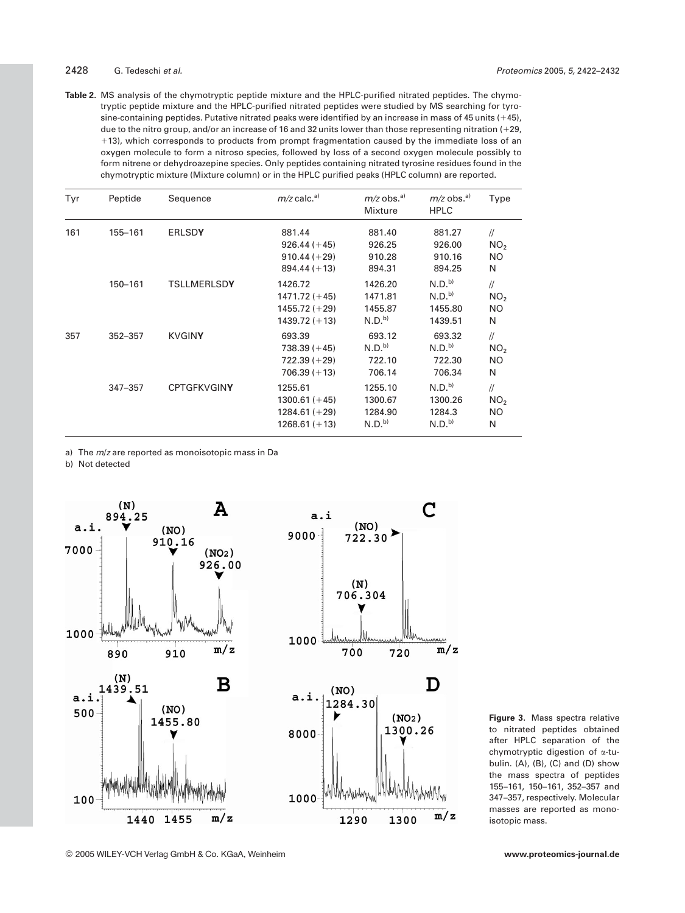**Table 2.** MS analysis of the chymotryptic peptide mixture and the HPLC-purified nitrated peptides. The chymotryptic peptide mixture and the HPLC-purified nitrated peptides were studied by MS searching for tyrosine-containing peptides. Putative nitrated peaks were identified by an increase in mass of 45 units (+45), due to the nitro group, and/or an increase of 16 and 32 units lower than those representing nitration (+29, +13), which corresponds to products from prompt fragmentation caused by the immediate loss of an oxygen molecule to form a nitroso species, followed by loss of a second oxygen molecule possibly to form nitrene or dehydroazepine species. Only peptides containing nitrated tyrosine residues found in the chymotryptic mixture (Mixture column) or in the HPLC purified peaks (HPLC column) are reported.

| Tyr | Peptide | Sequence | *m/z* calc.[a] | *m/z* obs.[a] Mixture | *m/z* obs.[a] HPLC | Type |
|---|---|---|---|---|---|---|
| 161 | 155–161 | ERLSD**Y** | 881.44 | 881.40 | 881.27 | // |
| | | | 926.44 (+45) | 926.25 | 926.00 | $NO_2$ |
| | | | 910.44 (+29) | 910.28 | 910.16 | NO |
| | | | 894.44 (+13) | 894.31 | 894.25 | N |
| | 150–161 | TSLLMERLSD**Y** | 1426.72 | 1426.20 | N.D.[b] | // |
| | | | 1471.72 (+45) | 1471.81 | N.D.[b] | $NO_2$ |
| | | | 1455.72 (+29) | 1455.87 | 1455.80 | NO |
| | | | 1439.72 (+13) | N.D.[b] | 1439.51 | N |
| 357 | 352–357 | KVGIN**Y** | 693.39 | 693.12 | 693.32 | // |
| | | | 738.39 (+45) | N.D.[b] | N.D.[b] | $NO_2$ |
| | | | 722.39 (+29) | 722.10 | 722.30 | NO |
| | | | 706.39 (+13) | 706.14 | 706.34 | N |
| | 347–357 | CPTGFKVGIN**Y** | 1255.61 | 1255.10 | N.D.[b] | // |
| | | | 1300.61 (+45) | 1300.67 | 1300.26 | $NO_2$ |
| | | | 1284.61 (+29) | 1284.90 | 1284.3 | NO |
| | | | 1268.61 (+13) | N.D.[b] | N.D.[b] | N |

a) The *m/z* are reported as monoisotopic mass in Da

b) Not detected

**Figure 3.** Mass spectra relative to nitrated peptides obtained after HPLC separation of the chymotryptic digestion of α-tubulin. (A), (B), (C) and (D) show the mass spectra of peptides 155–161, 150–161, 352–357 and 347–357, respectively. Molecular masses are reported as monoisotopic mass.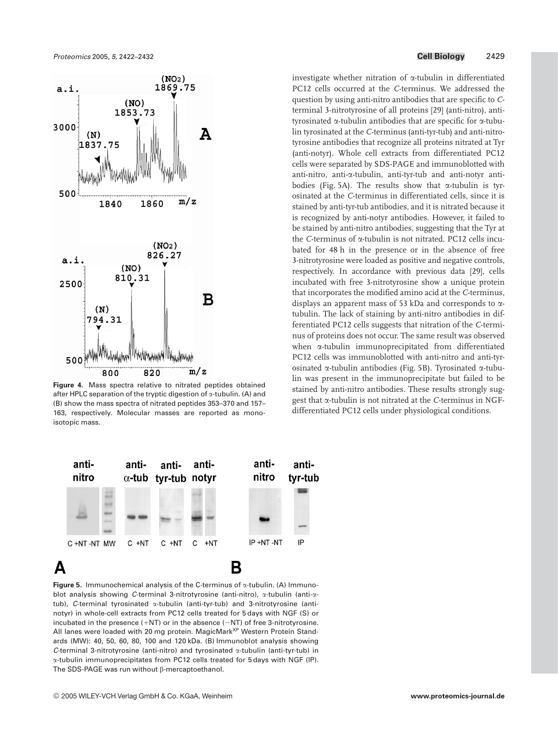**Figure 4.** Mass spectra relative to nitrated peptides obtained after HPLC separation of the tryptic digestion of α-tubulin. (A) and (B) show the mass spectra of nitrated peptides 353–370 and 157–163, respectively. Molecular masses are reported as monoisotopic mass.

investigate whether nitration of α-tubulin in differentiated PC12 cells occurred at the *C*-terminus. We addressed the question by using anti-nitro antibodies that are specific to *C*-terminal 3-nitrotyrosine of all proteins [29] (anti-nitro), anti-tyrosinated α-tubulin antibodies that are specific for α-tubulin tyrosinated at the *C*-terminus (anti-tyr-tub) and anti-nitrotyrosine antibodies that recognize all proteins nitrated at Tyr (anti-notyr). Whole cell extracts from differentiated PC12 cells were separated by SDS-PAGE and immunoblotted with anti-nitro, anti-α-tubulin, anti-tyr-tub and anti-notyr antibodies (Fig. 5A). The results show that α-tubulin is tyrosinated at the *C*-terminus in differentiated cells, since it is stained by anti-tyr-tub antibodies, and it is nitrated because it is recognized by anti-notyr antibodies. However, it failed to be stained by anti-nitro antibodies, suggesting that the Tyr at the *C*-terminus of α-tubulin is not nitrated. PC12 cells incubated for 48 h in the presence or in the absence of free 3-nitrotyrosine were loaded as positive and negative controls, respectively. In accordance with previous data [29], cells incubated with free 3-nitrotyrosine show a unique protein that incorporates the modified amino acid at the *C*-terminus, displays an apparent mass of 53 kDa and corresponds to α-tubulin. The lack of staining by anti-nitro antibodies in differentiated PC12 cells suggests that nitration of the *C*-terminus of proteins does not occur. The same result was observed when α-tubulin immunoprecipitated from differentiated PC12 cells was immunoblotted with anti-nitro and anti-tyrosinated α-tubulin antibodies (Fig. 5B). Tyrosinated α-tubulin was present in the immunoprecipitate but failed to be stained by anti-nitro antibodies. These results strongly suggest that α-tubulin is not nitrated at the *C*-terminus in NGF-differentiated PC12 cells under physiological conditions.

**Figure 5.** Immunochemical analysis of the C-terminus of α-tubulin. (A) Immunoblot analysis showing *C*-terminal 3-nitrotyrosine (anti-nitro), α-tubulin (anti-α-tub), *C*-terminal tyrosinated α-tubulin (anti-tyr-tub) and 3-nitrotyrosine (anti-notyr) in whole-cell extracts from PC12 cells treated for 5 days with NGF (S) or incubated in the presence (+NT) or in the absence (−NT) of free 3-nitrotyrosine. All lanes were loaded with 20 mg protein. MagicMark[XP] Western Protein Standards (MW): 40, 50, 60, 80, 100 and 120 kDa. (B) Immunoblot analysis showing *C*-terminal 3-nitrotyrosine (anti-nitro) and tyrosinated α-tubulin (anti-tyr-tub) in α-tubulin immunoprecipitates from PC12 cells treated for 5 days with NGF (IP). The SDS-PAGE was run without β-mercaptoethanol.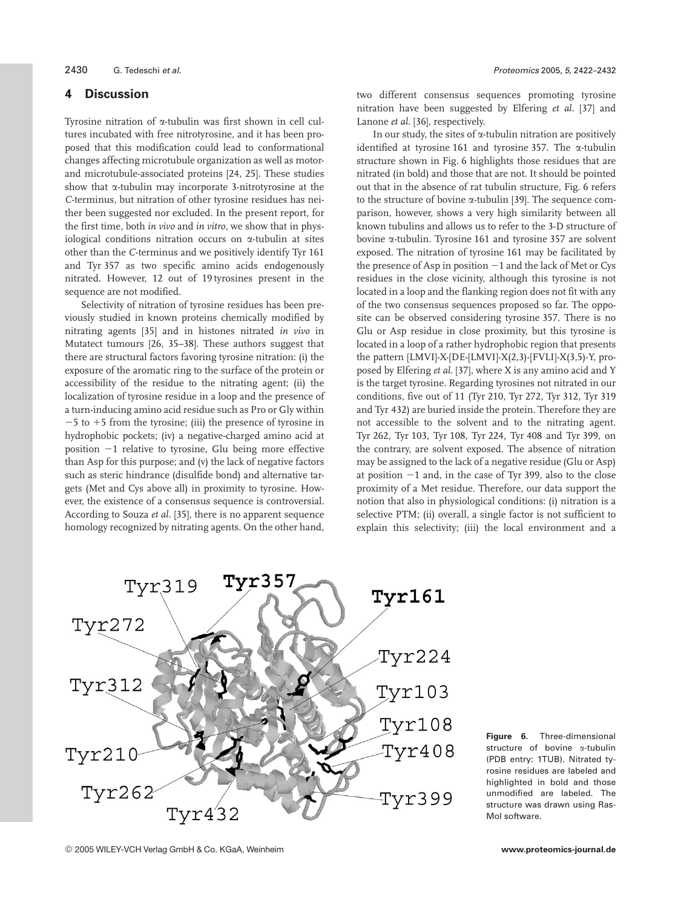## 4 Discussion

Tyrosine nitration of α-tubulin was first shown in cell cultures incubated with free nitrotyrosine, and it has been proposed that this modification could lead to conformational changes affecting microtubule organization as well as motor- and microtubule-associated proteins [24, 25]. These studies show that α-tubulin may incorporate 3-nitrotyrosine at the *C*-terminus, but nitration of other tyrosine residues has neither been suggested nor excluded. In the present report, for the first time, both *in vivo* and *in vitro*, we show that in physiological conditions nitration occurs on α-tubulin at sites other than the *C*-terminus and we positively identify Tyr 161 and Tyr 357 as two specific amino acids endogenously nitrated. However, 12 out of 19 tyrosines present in the sequence are not modified.

Selectivity of nitration of tyrosine residues has been previously studied in known proteins chemically modified by nitrating agents [35] and in histones nitrated *in vivo* in Mutatect tumours [26, 35–38]. These authors suggest that there are structural factors favoring tyrosine nitration: (i) the exposure of the aromatic ring to the surface of the protein or accessibility of the residue to the nitrating agent; (ii) the localization of tyrosine residue in a loop and the presence of a turn-inducing amino acid residue such as Pro or Gly within −5 to +5 from the tyrosine; (iii) the presence of tyrosine in hydrophobic pockets; (iv) a negative-charged amino acid at position −1 relative to tyrosine, Glu being more effective than Asp for this purpose; and (v) the lack of negative factors such as steric hindrance (disulfide bond) and alternative targets (Met and Cys above all) in proximity to tyrosine. However, the existence of a consensus sequence is controversial. According to Souza *et al.* [35], there is no apparent sequence homology recognized by nitrating agents. On the other hand, two different consensus sequences promoting tyrosine nitration have been suggested by Elfering *et al.* [37] and Lanone *et al.* [36], respectively.

In our study, the sites of α-tubulin nitration are positively identified at tyrosine 161 and tyrosine 357. The α-tubulin structure shown in Fig. 6 highlights those residues that are nitrated (in bold) and those that are not. It should be pointed out that in the absence of rat tubulin structure, Fig. 6 refers to the structure of bovine α-tubulin [39]. The sequence comparison, however, shows a very high similarity between all known tubulins and allows us to refer to the 3-D structure of bovine α-tubulin. Tyrosine 161 and tyrosine 357 are solvent exposed. The nitration of tyrosine 161 may be facilitated by the presence of Asp in position −1 and the lack of Met or Cys residues in the close vicinity, although this tyrosine is not located in a loop and the flanking region does not fit with any of the two consensus sequences proposed so far. The opposite can be observed considering tyrosine 357. There is no Glu or Asp residue in close proximity, but this tyrosine is located in a loop of a rather hydrophobic region that presents the pattern [LMVI]-X-[DE-[LMVI]-X(2,3)-[FVLI]-X(3,5)-Y, proposed by Elfering *et al.* [37], where X is any amino acid and Y is the target tyrosine. Regarding tyrosines not nitrated in our conditions, five out of 11 (Tyr 210, Tyr 272, Tyr 312, Tyr 319 and Tyr 432) are buried inside the protein. Therefore they are not accessible to the solvent and to the nitrating agent. Tyr 262, Tyr 103, Tyr 108, Tyr 224, Tyr 408 and Tyr 399, on the contrary, are solvent exposed. The absence of nitration may be assigned to the lack of a negative residue (Glu or Asp) at position −1 and, in the case of Tyr 399, also to the close proximity of a Met residue. Therefore, our data support the notion that also in physiological conditions: (i) nitration is a selective PTM; (ii) overall, a single factor is not sufficient to explain this selectivity; (iii) the local environment and a

**Figure 6.** Three-dimensional structure of bovine α-tubulin (PDB entry: 1TUB). Nitrated tyrosine residues are labeled and highlighted in bold and those unmodified are labeled. The structure was drawn using RasMol software.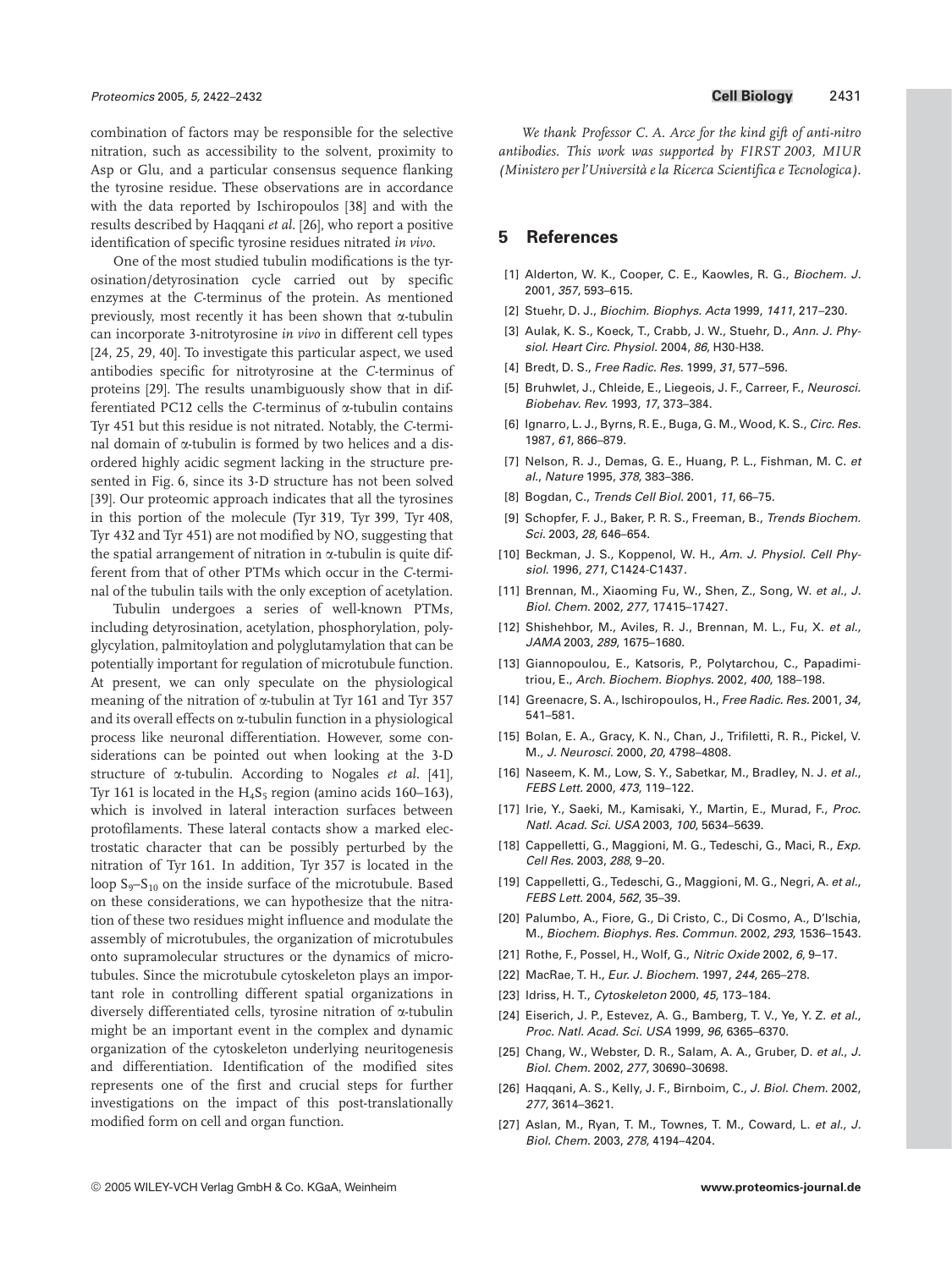combination of factors may be responsible for the selective nitration, such as accessibility to the solvent, proximity to Asp or Glu, and a particular consensus sequence flanking the tyrosine residue. These observations are in accordance with the data reported by Ischiropoulos [38] and with the results described by Haqqani *et al.* [26], who report a positive identification of specific tyrosine residues nitrated *in vivo*.

One of the most studied tubulin modifications is the tyrosination/detyrosination cycle carried out by specific enzymes at the *C*-terminus of the protein. As mentioned previously, most recently it has been shown that α-tubulin can incorporate 3-nitrotyrosine *in vivo* in different cell types [24, 25, 29, 40]. To investigate this particular aspect, we used antibodies specific for nitrotyrosine at the *C*-terminus of proteins [29]. The results unambiguously show that in differentiated PC12 cells the *C*-terminus of α-tubulin contains Tyr 451 but this residue is not nitrated. Notably, the *C*-terminal domain of α-tubulin is formed by two helices and a disordered highly acidic segment lacking in the structure presented in Fig. 6, since its 3-D structure has not been solved [39]. Our proteomic approach indicates that all the tyrosines in this portion of the molecule (Tyr 319, Tyr 399, Tyr 408, Tyr 432 and Tyr 451) are not modified by NO, suggesting that the spatial arrangement of nitration in α-tubulin is quite different from that of other PTMs which occur in the *C*-terminal of the tubulin tails with the only exception of acetylation.

Tubulin undergoes a series of well-known PTMs, including detyrosination, acetylation, phosphorylation, polyglycylation, palmitoylation and polyglutamylation that can be potentially important for regulation of microtubule function. At present, we can only speculate on the physiological meaning of the nitration of α-tubulin at Tyr 161 and Tyr 357 and its overall effects on α-tubulin function in a physiological process like neuronal differentiation. However, some considerations can be pointed out when looking at the 3-D structure of α-tubulin. According to Nogales *et al.* [41], Tyr 161 is located in the $H_4S_5$ region (amino acids 160–163), which is involved in lateral interaction surfaces between protofilaments. These lateral contacts show a marked electrostatic character that can be possibly perturbed by the nitration of Tyr 161. In addition, Tyr 357 is located in the loop $S_9$–$S_{10}$ on the inside surface of the microtubule. Based on these considerations, we can hypothesize that the nitration of these two residues might influence and modulate the assembly of microtubules, the organization of microtubules onto supramolecular structures or the dynamics of microtubules. Since the microtubule cytoskeleton plays an important role in controlling different spatial organizations in diversely differentiated cells, tyrosine nitration of α-tubulin might be an important event in the complex and dynamic organization of the cytoskeleton underlying neuritogenesis and differentiation. Identification of the modified sites represents one of the first and crucial steps for further investigations on the impact of this post-translationally modified form on cell and organ function.

*We thank Professor C. A. Arce for the kind gift of anti-nitro antibodies. This work was supported by FIRST 2003, MIUR (Ministero per l'Università e la Ricerca Scientifica e Tecnologica).*

## 5 References

[1] Alderton, W. K., Cooper, C. E., Kaowles, R. G., *Biochem. J.* 2001, *357*, 593–615.

[2] Stuehr, D. J., *Biochim. Biophys. Acta* 1999, *1411*, 217–230.

[3] Aulak, K. S., Koeck, T., Crabb, J. W., Stuehr, D., *Ann. J. Physiol. Heart Circ. Physiol.* 2004, *86*, H30-H38.

[4] Bredt, D. S., *Free Radic. Res.* 1999, *31*, 577–596.

[5] Bruhwlet, J., Chleide, E., Liegeois, J. F., Carreer, F., *Neurosci. Biobehav. Rev.* 1993, *17*, 373–384.

[6] Ignarro, L. J., Byrns, R. E., Buga, G. M., Wood, K. S., *Circ. Res.* 1987, *61*, 866–879.

[7] Nelson, R. J., Demas, G. E., Huang, P. L., Fishman, M. C. *et al.*, *Nature* 1995, *378*, 383–386.

[8] Bogdan, C., *Trends Cell Biol.* 2001, *11*, 66–75.

[9] Schopfer, F. J., Baker, P. R. S., Freeman, B., *Trends Biochem. Sci.* 2003, *28*, 646–654.

[10] Beckman, J. S., Koppenol, W. H., *Am. J. Physiol. Cell Physiol.* 1996, *271*, C1424-C1437.

[11] Brennan, M., Xiaoming Fu, W., Shen, Z., Song, W. *et al.*, *J. Biol. Chem.* 2002, *277*, 17415–17427.

[12] Shishehbor, M., Aviles, R. J., Brennan, M. L., Fu, X. *et al.*, *JAMA* 2003, *289*, 1675–1680.

[13] Giannopoulou, E., Katsoris, P., Polytarchou, C., Papadimitriou, E., *Arch. Biochem. Biophys.* 2002, *400*, 188–198.

[14] Greenacre, S. A., Ischiropoulos, H., *Free Radic. Res.* 2001, *34*, 541–581.

[15] Bolan, E. A., Gracy, K. N., Chan, J., Trifiletti, R. R., Pickel, V. M., *J. Neurosci.* 2000, *20*, 4798–4808.

[16] Naseem, K. M., Low, S. Y., Sabetkar, M., Bradley, N. J. *et al.*, *FEBS Lett.* 2000, *473*, 119–122.

[17] Irie, Y., Saeki, M., Kamisaki, Y., Martin, E., Murad, F., *Proc. Natl. Acad. Sci. USA* 2003, *100*, 5634–5639.

[18] Cappelletti, G., Maggioni, M. G., Tedeschi, G., Maci, R., *Exp. Cell Res.* 2003, *288*, 9–20.

[19] Cappelletti, G., Tedeschi, G., Maggioni, M. G., Negri, A. *et al.*, *FEBS Lett.* 2004, *562*, 35–39.

[20] Palumbo, A., Fiore, G., Di Cristo, C., Di Cosmo, A., D'Ischia, M., *Biochem. Biophys. Res. Commun.* 2002, *293*, 1536–1543.

[21] Rothe, F., Possel, H., Wolf, G., *Nitric Oxide* 2002, *6*, 9–17.

[22] MacRae, T. H., *Eur. J. Biochem.* 1997, *244*, 265–278.

[23] Idriss, H. T., *Cytoskeleton* 2000, *45*, 173–184.

[24] Eiserich, J. P., Estevez, A. G., Bamberg, T. V., Ye, Y. Z. *et al.*, *Proc. Natl. Acad. Sci. USA* 1999, *96*, 6365–6370.

[25] Chang, W., Webster, D. R., Salam, A. A., Gruber, D. *et al.*, *J. Biol. Chem.* 2002, *277*, 30690–30698.

[26] Haqqani, A. S., Kelly, J. F., Birnboim, C., *J. Biol. Chem.* 2002, *277*, 3614–3621.

[27] Aslan, M., Ryan, T. M., Townes, T. M., Coward, L. *et al.*, *J. Biol. Chem.* 2003, *278*, 4194–4204.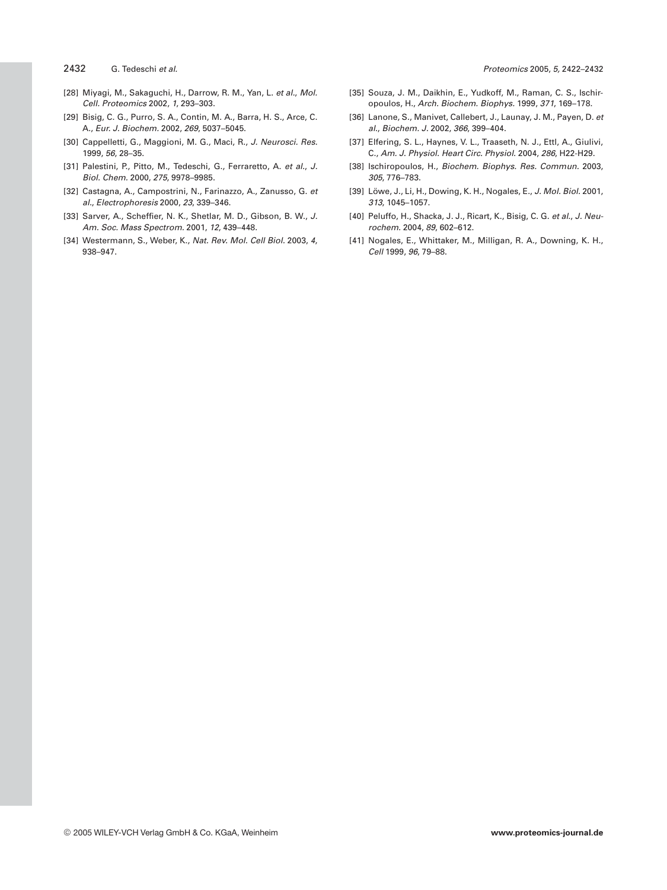[28] Miyagi, M., Sakaguchi, H., Darrow, R. M., Yan, L. *et al.*, *Mol. Cell. Proteomics* 2002, *1*, 293–303.

[29] Bisig, C. G., Purro, S. A., Contin, M. A., Barra, H. S., Arce, C. A., *Eur. J. Biochem.* 2002, *269*, 5037–5045.

[30] Cappelletti, G., Maggioni, M. G., Maci, R., *J. Neurosci. Res.* 1999, *56*, 28–35.

[31] Palestini, P., Pitto, M., Tedeschi, G., Ferraretto, A. *et al.*, *J. Biol. Chem.* 2000, *275*, 9978–9985.

[32] Castagna, A., Campostrini, N., Farinazzo, A., Zanusso, G. *et al.*, *Electrophoresis* 2000, *23*, 339–346.

[33] Sarver, A., Scheffier, N. K., Shetlar, M. D., Gibson, B. W., *J. Am. Soc. Mass Spectrom.* 2001, *12*, 439–448.

[34] Westermann, S., Weber, K., *Nat. Rev. Mol. Cell Biol.* 2003, *4*, 938–947.

[35] Souza, J. M., Daikhin, E., Yudkoff, M., Raman, C. S., Ischiropoulos, H., *Arch. Biochem. Biophys.* 1999, *371*, 169–178.

[36] Lanone, S., Manivet, Callebert, J., Launay, J. M., Payen, D. *et al.*, *Biochem. J.* 2002, *366*, 399–404.

[37] Elfering, S. L., Haynes, V. L., Traaseth, N. J., Ettl, A., Giulivi, C., *Am. J. Physiol. Heart Circ. Physiol.* 2004, *286*, H22-H29.

[38] Ischiropoulos, H., *Biochem. Biophys. Res. Commun.* 2003, *305*, 776–783.

[39] Löwe, J., Li, H., Dowing, K. H., Nogales, E., *J. Mol. Biol.* 2001, *313*, 1045–1057.

[40] Peluffo, H., Shacka, J. J., Ricart, K., Bisig, C. G. *et al.*, *J. Neurochem.* 2004, *89*, 602–612.

[41] Nogales, E., Whittaker, M., Milligan, R. A., Downing, K. H., *Cell* 1999, *96*, 79–88.